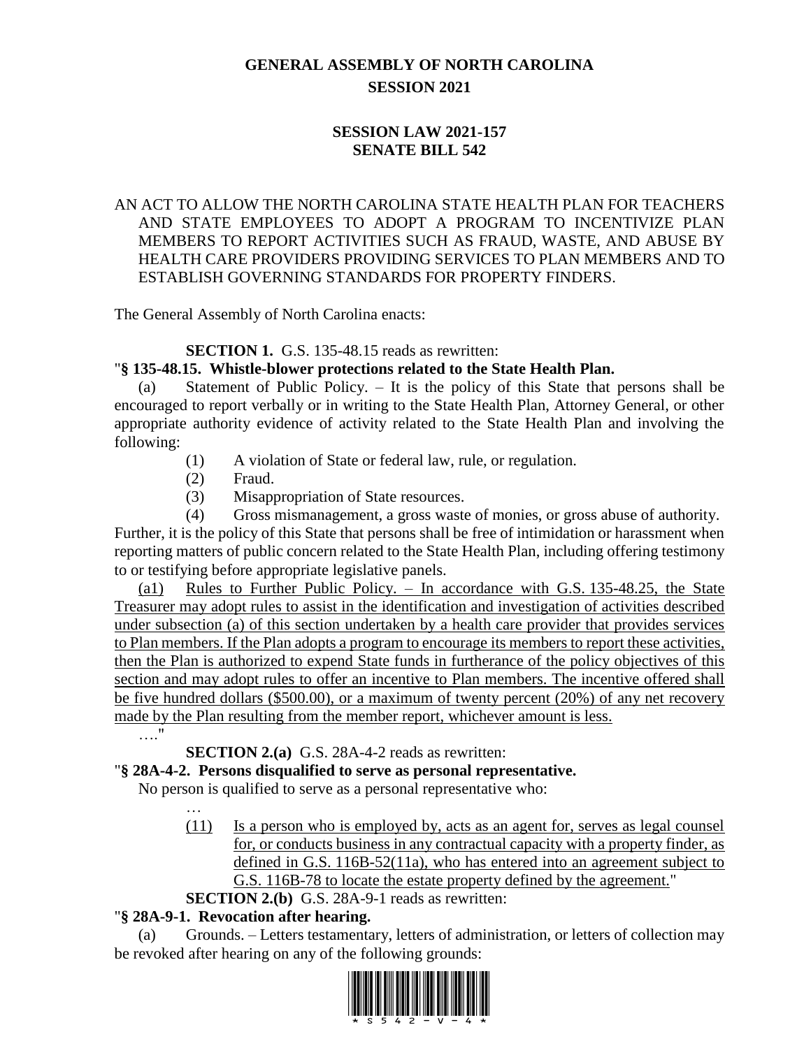# GENERAL ASSEMBLY OF NORTH CAROLINA
## SESSION 2021

## SESSION LAW 2021-157
## SENATE BILL 542

AN ACT TO ALLOW THE NORTH CAROLINA STATE HEALTH PLAN FOR TEACHERS AND STATE EMPLOYEES TO ADOPT A PROGRAM TO INCENTIVIZE PLAN MEMBERS TO REPORT ACTIVITIES SUCH AS FRAUD, WASTE, AND ABUSE BY HEALTH CARE PROVIDERS PROVIDING SERVICES TO PLAN MEMBERS AND TO ESTABLISH GOVERNING STANDARDS FOR PROPERTY FINDERS.

The General Assembly of North Carolina enacts:

**SECTION 1.** G.S. 135-48.15 reads as rewritten:

"**§ 135-48.15. Whistle-blower protections related to the State Health Plan.**

(a) Statement of Public Policy. – It is the policy of this State that persons shall be encouraged to report verbally or in writing to the State Health Plan, Attorney General, or other appropriate authority evidence of activity related to the State Health Plan and involving the following:

(1) A violation of State or federal law, rule, or regulation.

(2) Fraud.

(3) Misappropriation of State resources.

(4) Gross mismanagement, a gross waste of monies, or gross abuse of authority.

Further, it is the policy of this State that persons shall be free of intimidation or harassment when reporting matters of public concern related to the State Health Plan, including offering testimony to or testifying before appropriate legislative panels.

(a1) Rules to Further Public Policy. – In accordance with G.S. 135-48.25, the State Treasurer may adopt rules to assist in the identification and investigation of activities described under subsection (a) of this section undertaken by a health care provider that provides services to Plan members. If the Plan adopts a program to encourage its members to report these activities, then the Plan is authorized to expend State funds in furtherance of the policy objectives of this section and may adopt rules to offer an incentive to Plan members. The incentive offered shall be five hundred dollars ($500.00), or a maximum of twenty percent (20%) of any net recovery made by the Plan resulting from the member report, whichever amount is less.

…."

**SECTION 2.(a)** G.S. 28A-4-2 reads as rewritten:

"**§ 28A-4-2. Persons disqualified to serve as personal representative.**

No person is qualified to serve as a personal representative who:

…

(11) Is a person who is employed by, acts as an agent for, serves as legal counsel for, or conducts business in any contractual capacity with a property finder, as defined in G.S. 116B-52(11a), who has entered into an agreement subject to G.S. 116B-78 to locate the estate property defined by the agreement."

**SECTION 2.(b)** G.S. 28A-9-1 reads as rewritten:

"**§ 28A-9-1. Revocation after hearing.**

(a) Grounds. – Letters testamentary, letters of administration, or letters of collection may be revoked after hearing on any of the following grounds: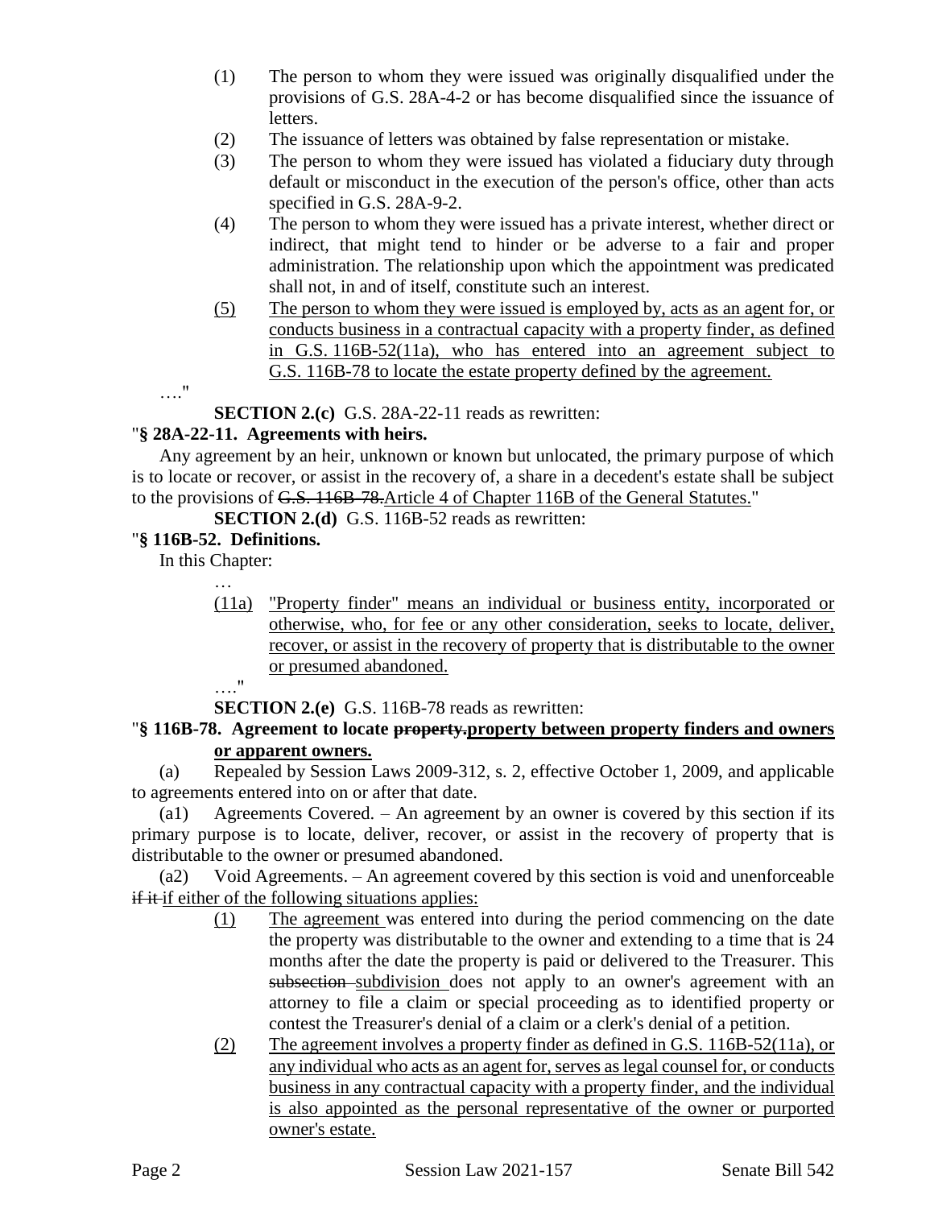(1) The person to whom they were issued was originally disqualified under the provisions of G.S. 28A-4-2 or has become disqualified since the issuance of letters.

(2) The issuance of letters was obtained by false representation or mistake.

(3) The person to whom they were issued has violated a fiduciary duty through default or misconduct in the execution of the person's office, other than acts specified in G.S. 28A-9-2.

(4) The person to whom they were issued has a private interest, whether direct or indirect, that might tend to hinder or be adverse to a fair and proper administration. The relationship upon which the appointment was predicated shall not, in and of itself, constitute such an interest.

<u>(5) The person to whom they were issued is employed by, acts as an agent for, or conducts business in a contractual capacity with a property finder, as defined in G.S. 116B-52(11a), who has entered into an agreement subject to G.S. 116B-78 to locate the estate property defined by the agreement.</u>

…."

**SECTION 2.(c)** G.S. 28A-22-11 reads as rewritten:

"**§ 28A-22-11. Agreements with heirs.**

Any agreement by an heir, unknown or known but unlocated, the primary purpose of which is to locate or recover, or assist in the recovery of, a share in a decedent's estate shall be subject to the provisions of ~~G.S. 116B-78.~~<u>Article 4 of Chapter 116B of the General Statutes.</u>"

**SECTION 2.(d)** G.S. 116B-52 reads as rewritten:

"**§ 116B-52. Definitions.**

In this Chapter:

…

<u>(11a) "Property finder" means an individual or business entity, incorporated or otherwise, who, for fee or any other consideration, seeks to locate, deliver, recover, or assist in the recovery of property that is distributable to the owner or presumed abandoned.</u>

…."

**SECTION 2.(e)** G.S. 116B-78 reads as rewritten:

"**§ 116B-78. Agreement to locate ~~property.~~<u>property between property finders and owners or apparent owners.</u>**

(a) Repealed by Session Laws 2009-312, s. 2, effective October 1, 2009, and applicable to agreements entered into on or after that date.

(a1) Agreements Covered. – An agreement by an owner is covered by this section if its primary purpose is to locate, deliver, recover, or assist in the recovery of property that is distributable to the owner or presumed abandoned.

(a2) Void Agreements. – An agreement covered by this section is void and unenforceable ~~if it~~ <u>if either of the following situations applies:</u>

<u>(1)</u> <u>The agreement</u> was entered into during the period commencing on the date the property was distributable to the owner and extending to a time that is 24 months after the date the property is paid or delivered to the Treasurer. This ~~subsection~~ <u>subdivision</u> does not apply to an owner's agreement with an attorney to file a claim or special proceeding as to identified property or contest the Treasurer's denial of a claim or a clerk's denial of a petition.

<u>(2) The agreement involves a property finder as defined in G.S. 116B-52(11a), or any individual who acts as an agent for, serves as legal counsel for, or conducts business in any contractual capacity with a property finder, and the individual is also appointed as the personal representative of the owner or purported owner's estate.</u>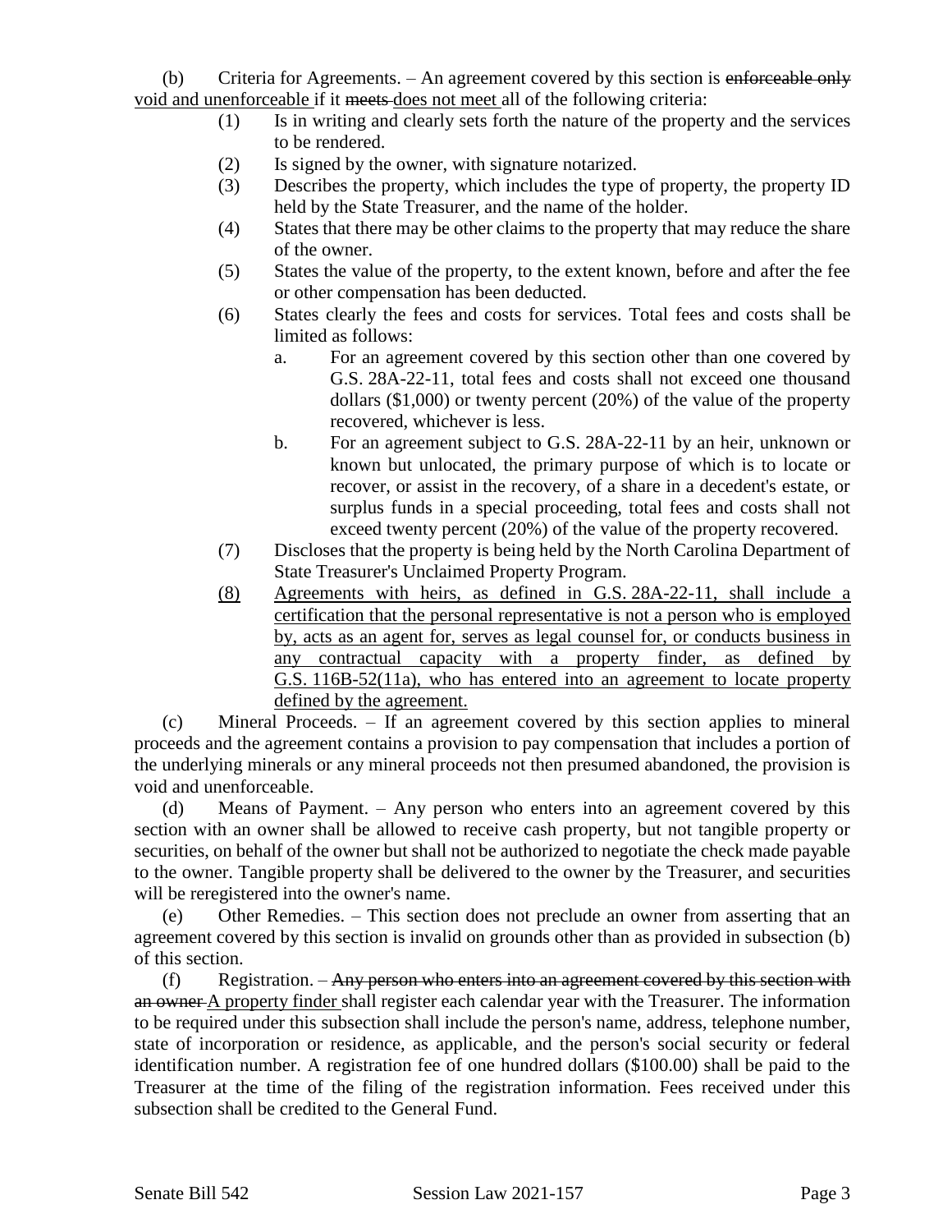(b) Criteria for Agreements. – An agreement covered by this section is ~~enforceable only~~ <u>void and unenforceable</u> if it ~~meets~~ <u>does not meet</u> all of the following criteria:

(1) Is in writing and clearly sets forth the nature of the property and the services to be rendered.

(2) Is signed by the owner, with signature notarized.

(3) Describes the property, which includes the type of property, the property ID held by the State Treasurer, and the name of the holder.

(4) States that there may be other claims to the property that may reduce the share of the owner.

(5) States the value of the property, to the extent known, before and after the fee or other compensation has been deducted.

(6) States clearly the fees and costs for services. Total fees and costs shall be limited as follows:

a. For an agreement covered by this section other than one covered by G.S. 28A-22-11, total fees and costs shall not exceed one thousand dollars ($1,000) or twenty percent (20%) of the value of the property recovered, whichever is less.

b. For an agreement subject to G.S. 28A-22-11 by an heir, unknown or known but unlocated, the primary purpose of which is to locate or recover, or assist in the recovery, of a share in a decedent's estate, or surplus funds in a special proceeding, total fees and costs shall not exceed twenty percent (20%) of the value of the property recovered.

(7) Discloses that the property is being held by the North Carolina Department of State Treasurer's Unclaimed Property Program.

<u>(8) Agreements with heirs, as defined in G.S. 28A-22-11, shall include a certification that the personal representative is not a person who is employed by, acts as an agent for, serves as legal counsel for, or conducts business in any contractual capacity with a property finder, as defined by G.S. 116B-52(11a), who has entered into an agreement to locate property defined by the agreement.</u>

(c) Mineral Proceeds. – If an agreement covered by this section applies to mineral proceeds and the agreement contains a provision to pay compensation that includes a portion of the underlying minerals or any mineral proceeds not then presumed abandoned, the provision is void and unenforceable.

(d) Means of Payment. – Any person who enters into an agreement covered by this section with an owner shall be allowed to receive cash property, but not tangible property or securities, on behalf of the owner but shall not be authorized to negotiate the check made payable to the owner. Tangible property shall be delivered to the owner by the Treasurer, and securities will be reregistered into the owner's name.

(e) Other Remedies. – This section does not preclude an owner from asserting that an agreement covered by this section is invalid on grounds other than as provided in subsection (b) of this section.

(f) Registration. – ~~Any person who enters into an agreement covered by this section with an owner~~ <u>A property finder</u> shall register each calendar year with the Treasurer. The information to be required under this subsection shall include the person's name, address, telephone number, state of incorporation or residence, as applicable, and the person's social security or federal identification number. A registration fee of one hundred dollars ($100.00) shall be paid to the Treasurer at the time of the filing of the registration information. Fees received under this subsection shall be credited to the General Fund.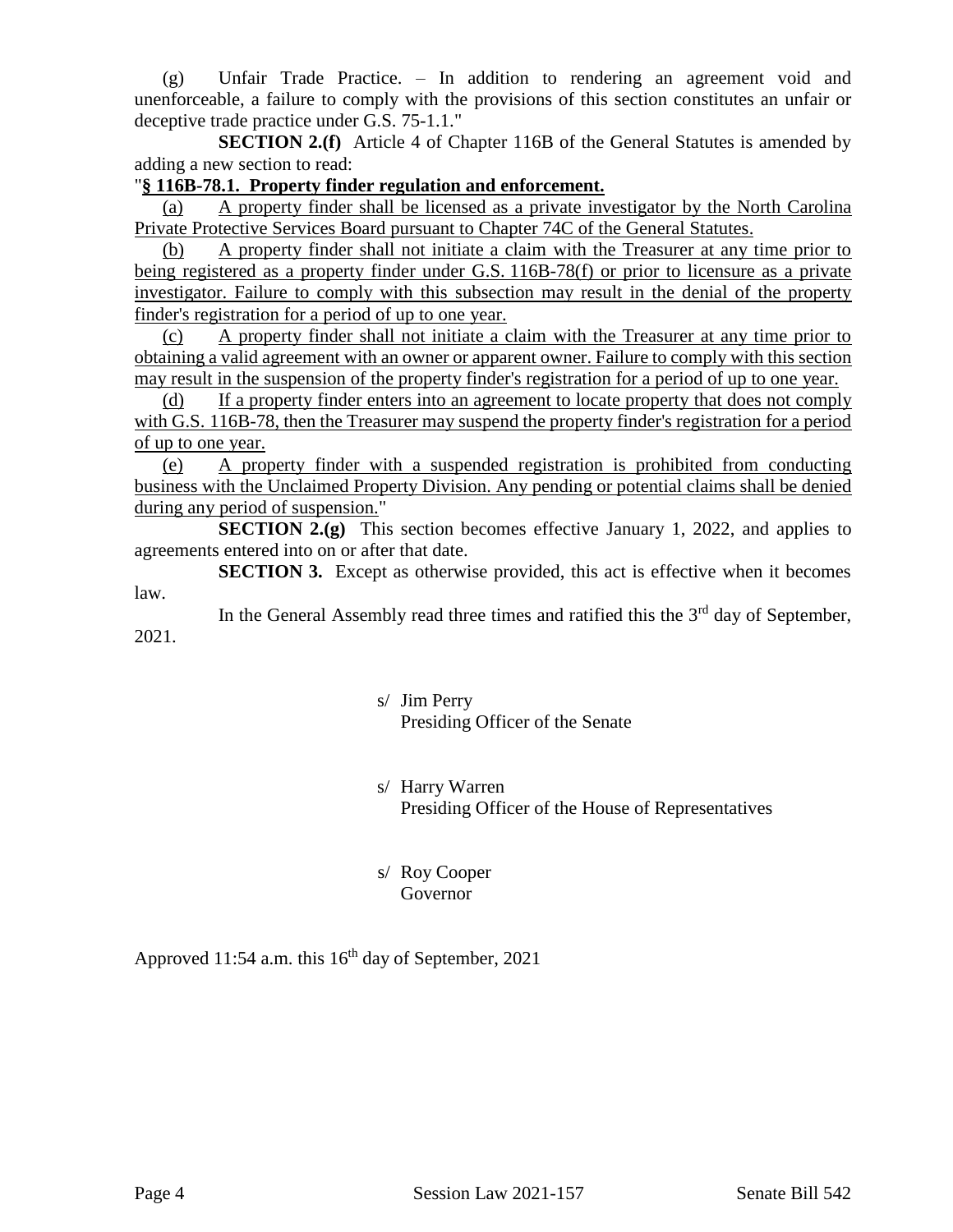(g) Unfair Trade Practice. – In addition to rendering an agreement void and unenforceable, a failure to comply with the provisions of this section constitutes an unfair or deceptive trade practice under G.S. 75-1.1."

**SECTION 2.(f)** Article 4 of Chapter 116B of the General Statutes is amended by adding a new section to read:

"**§ 116B-78.1. Property finder regulation and enforcement.**

(a) A property finder shall be licensed as a private investigator by the North Carolina Private Protective Services Board pursuant to Chapter 74C of the General Statutes.

(b) A property finder shall not initiate a claim with the Treasurer at any time prior to being registered as a property finder under G.S. 116B-78(f) or prior to licensure as a private investigator. Failure to comply with this subsection may result in the denial of the property finder's registration for a period of up to one year.

(c) A property finder shall not initiate a claim with the Treasurer at any time prior to obtaining a valid agreement with an owner or apparent owner. Failure to comply with this section may result in the suspension of the property finder's registration for a period of up to one year.

(d) If a property finder enters into an agreement to locate property that does not comply with G.S. 116B-78, then the Treasurer may suspend the property finder's registration for a period of up to one year.

(e) A property finder with a suspended registration is prohibited from conducting business with the Unclaimed Property Division. Any pending or potential claims shall be denied during any period of suspension."

**SECTION 2.(g)** This section becomes effective January 1, 2022, and applies to agreements entered into on or after that date.

**SECTION 3.** Except as otherwise provided, this act is effective when it becomes law.

In the General Assembly read three times and ratified this the 3rd day of September, 2021.

s/ Jim Perry
Presiding Officer of the Senate

s/ Harry Warren
Presiding Officer of the House of Representatives

s/ Roy Cooper
Governor

Approved 11:54 a.m. this 16th day of September, 2021